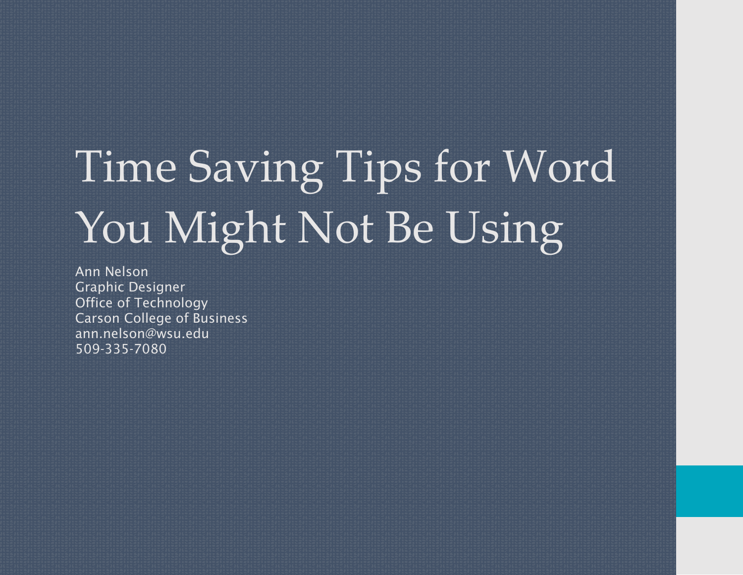# Time Saving Tips for Word You Might Not Be Using

Ann Nelson
Graphic Designer
Office of Technology
Carson College of Business
ann.nelson@wsu.edu
509-335-7080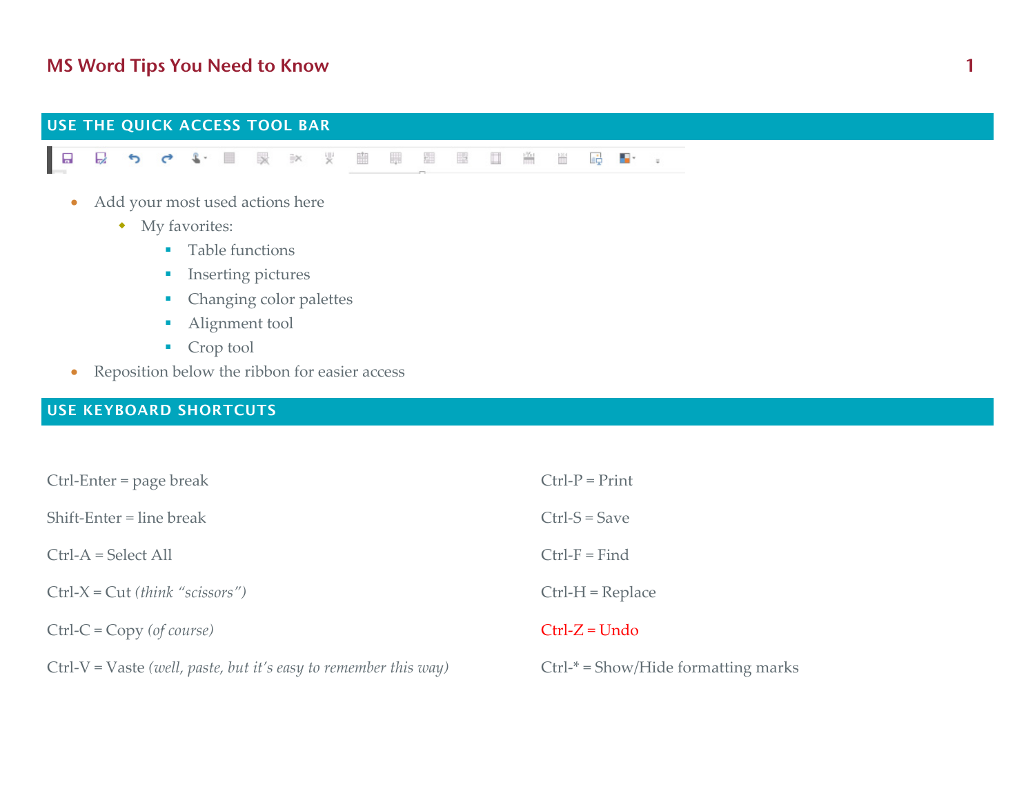## USE THE QUICK ACCESS TOOL BAR

- Add your most used actions here
    - My favorites:
        - Table functions
        - Inserting pictures
        - Changing color palettes
        - Alignment tool
        - Crop tool
- Reposition below the ribbon for easier access

## USE KEYBOARD SHORTCUTS

Ctrl-Enter = page break

Shift-Enter = line break

Ctrl-A = Select All

Ctrl-X = Cut *(think "scissors")*

Ctrl-C = Copy *(of course)*

Ctrl-V = Vaste *(well, paste, but it's easy to remember this way)*

Ctrl-P = Print

Ctrl-S = Save

Ctrl-F = Find

Ctrl-H = Replace

Ctrl-Z = Undo

Ctrl-* = Show/Hide formatting marks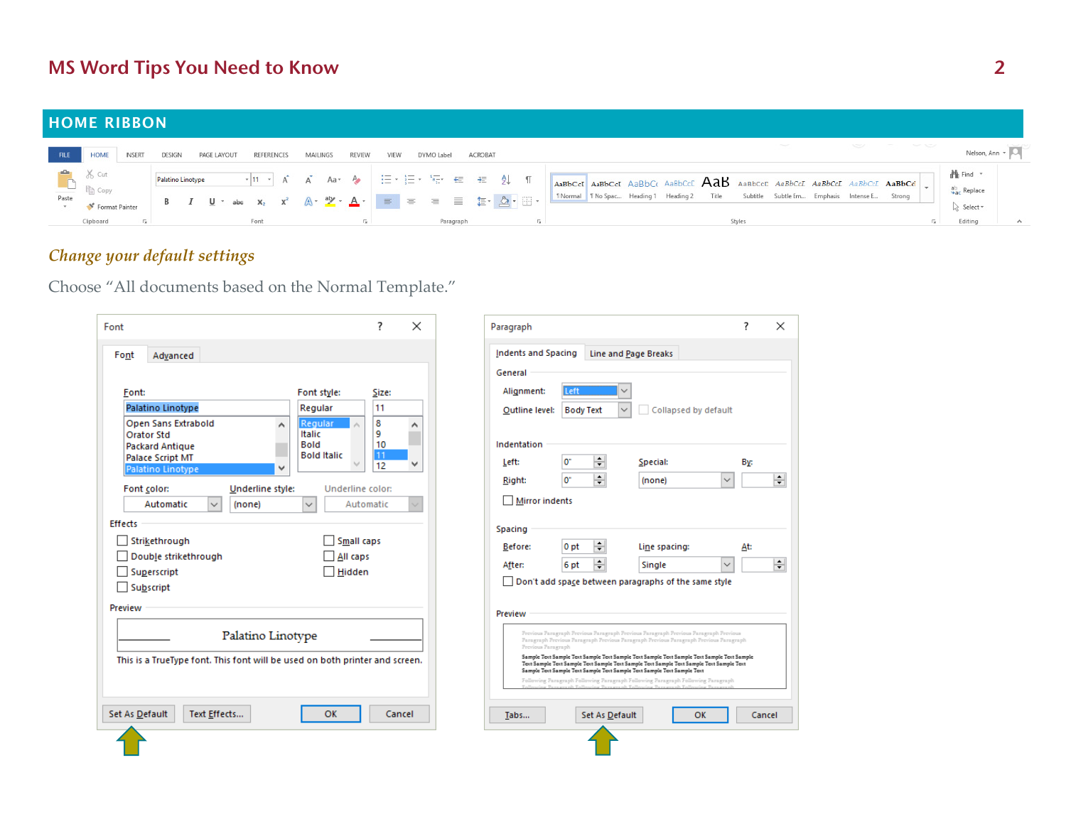## HOME RIBBON

### *Change your default settings*

Choose "All documents based on the Normal Template."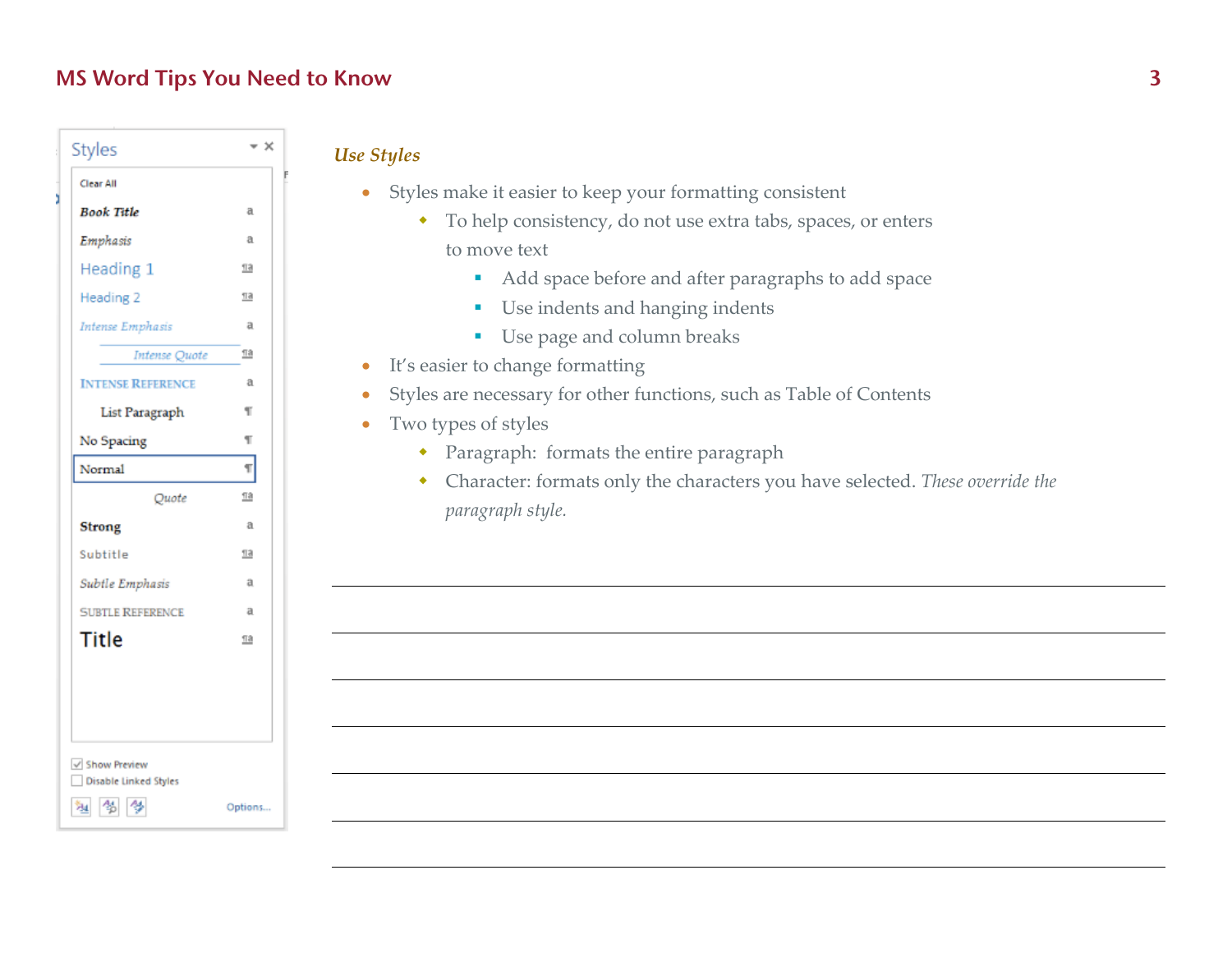### *Use Styles*

- Styles make it easier to keep your formatting consistent
    - To help consistency, do not use extra tabs, spaces, or enters to move text
        - Add space before and after paragraphs to add space
        - Use indents and hanging indents
        - Use page and column breaks
- It's easier to change formatting
- Styles are necessary for other functions, such as Table of Contents
- Two types of styles
    - Paragraph: formats the entire paragraph
    - Character: formats only the characters you have selected. *These override the paragraph style.*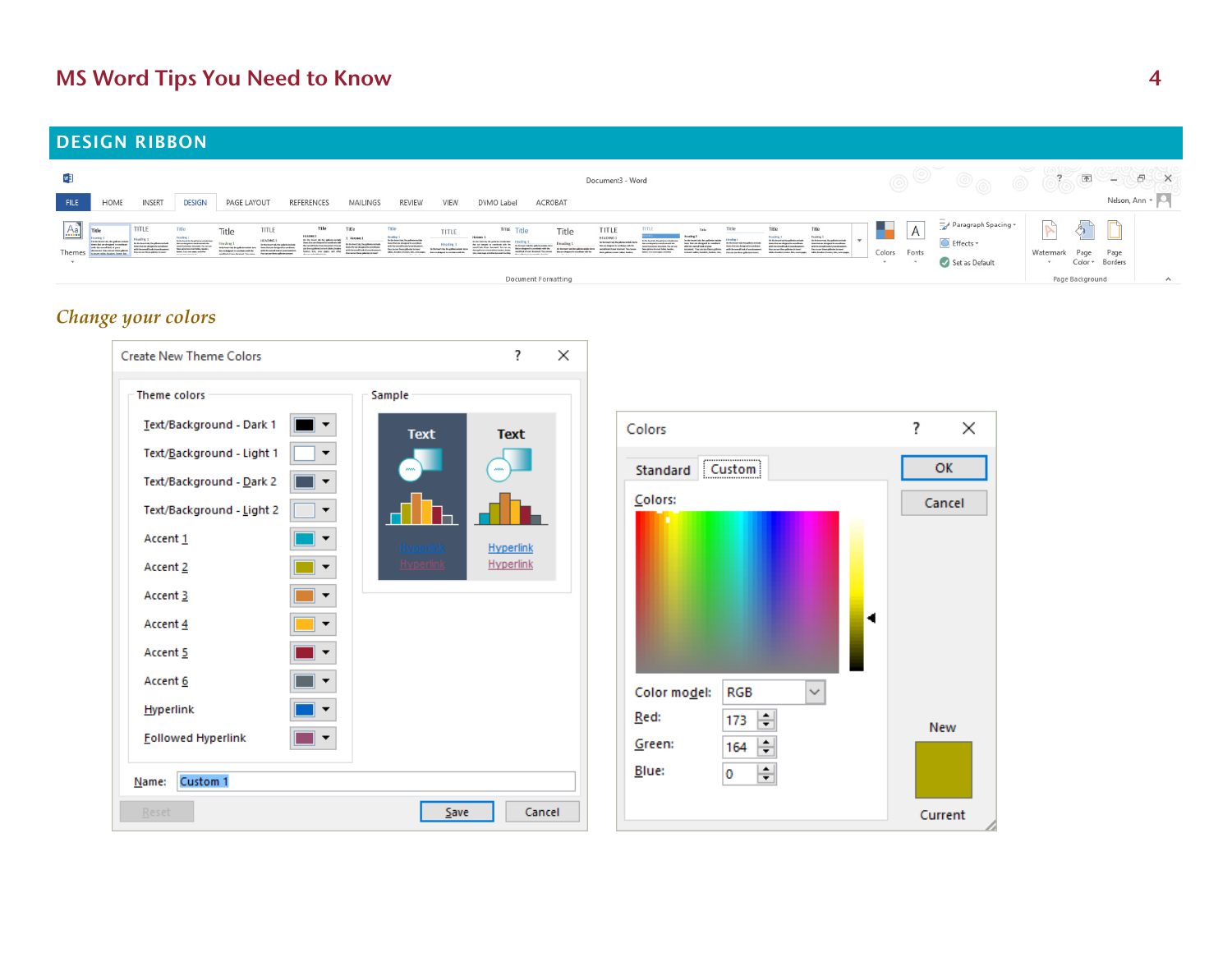## DESIGN RIBBON

### *Change your colors*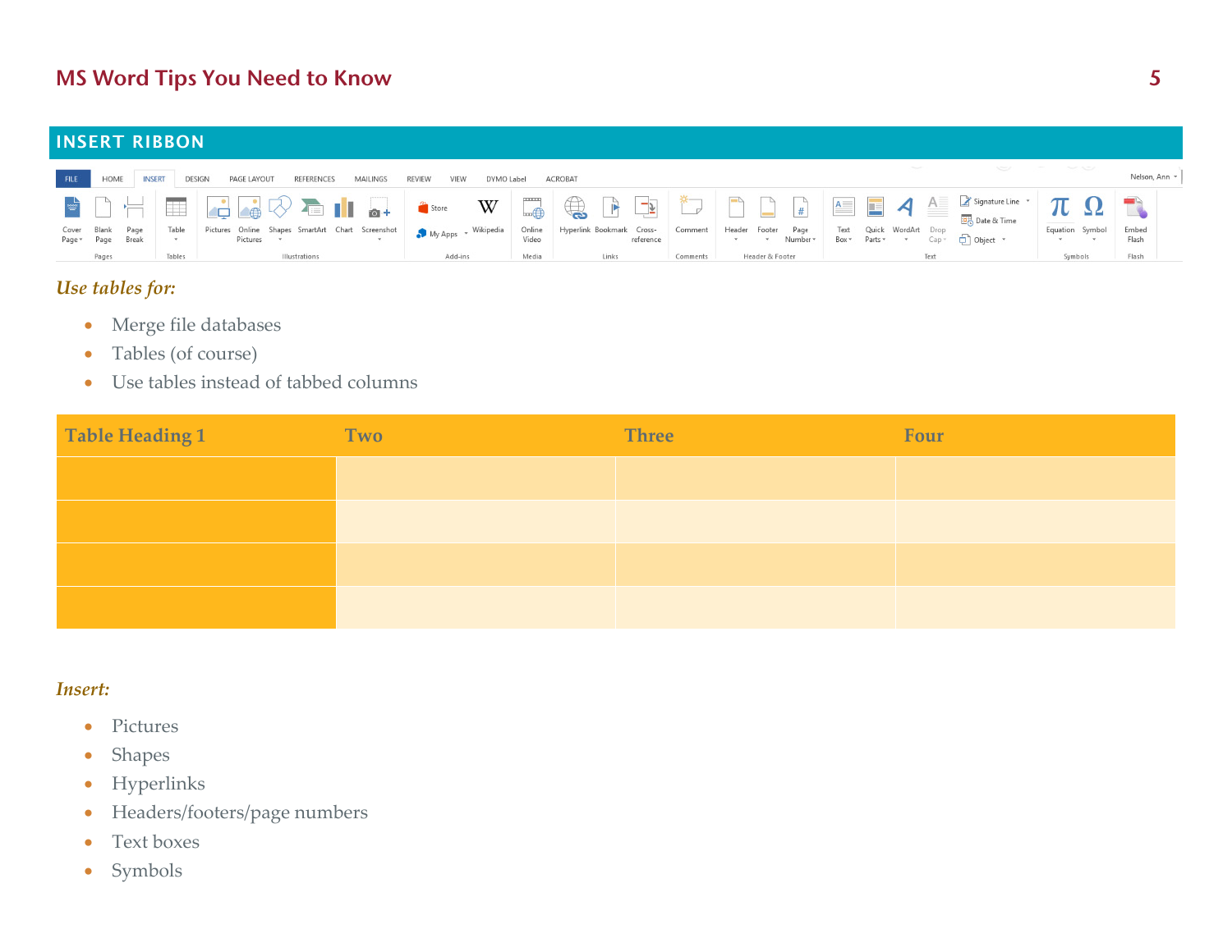## INSERT RIBBON

*Use tables for:*

- Merge file databases
- Tables (of course)
- Use tables instead of tabbed columns

| Table Heading 1 | Two | Three | Four |
|---|---|---|---|
| | | | |
| | | | |
| | | | |
| | | | |

*Insert:*

- Pictures
- Shapes
- Hyperlinks
- Headers/footers/page numbers
- Text boxes
- Symbols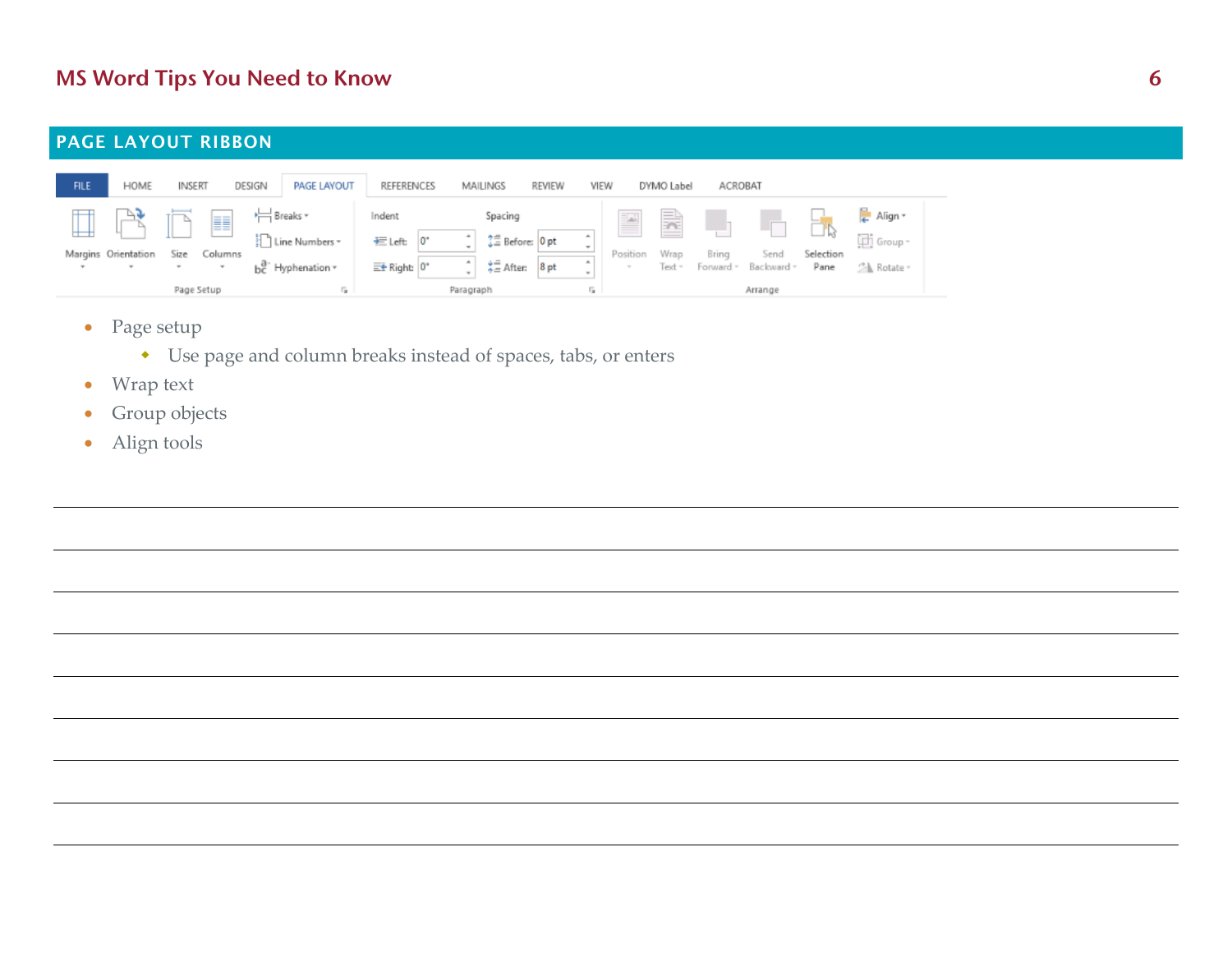## PAGE LAYOUT RIBBON

- Page setup
  - Use page and column breaks instead of spaces, tabs, or enters
- Wrap text
- Group objects
- Align tools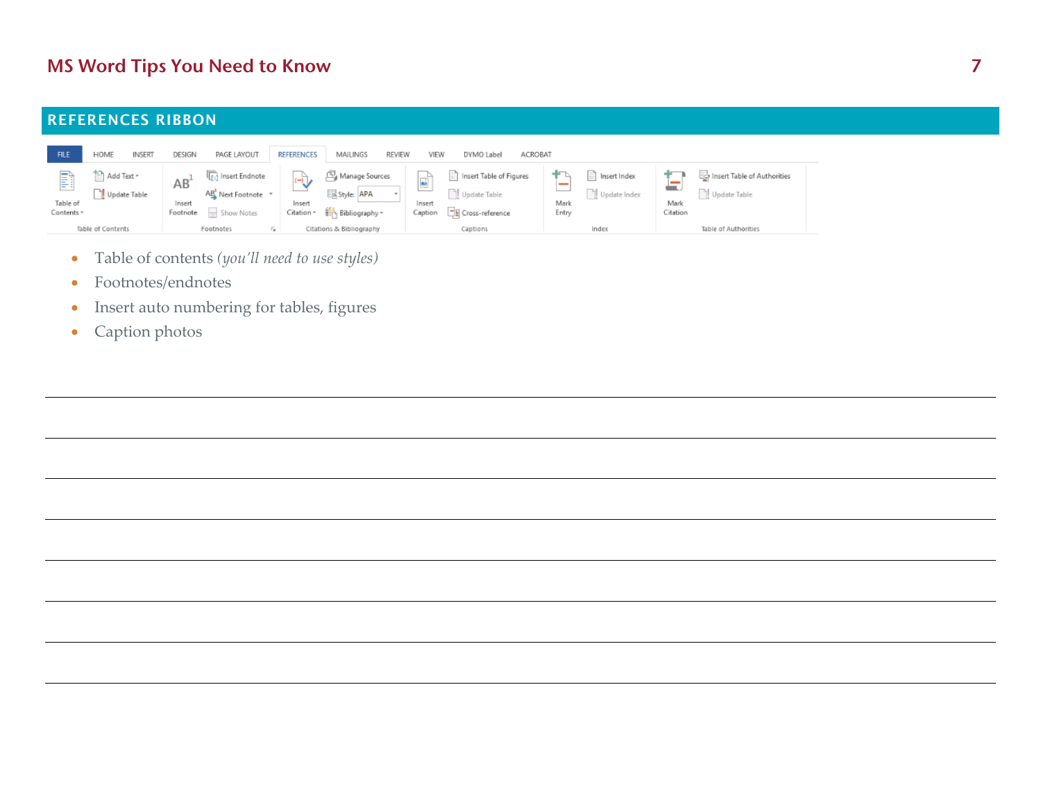## REFERENCES RIBBON

- Table of contents *(you'll need to use styles)*
- Footnotes/endnotes
- Insert auto numbering for tables, figures
- Caption photos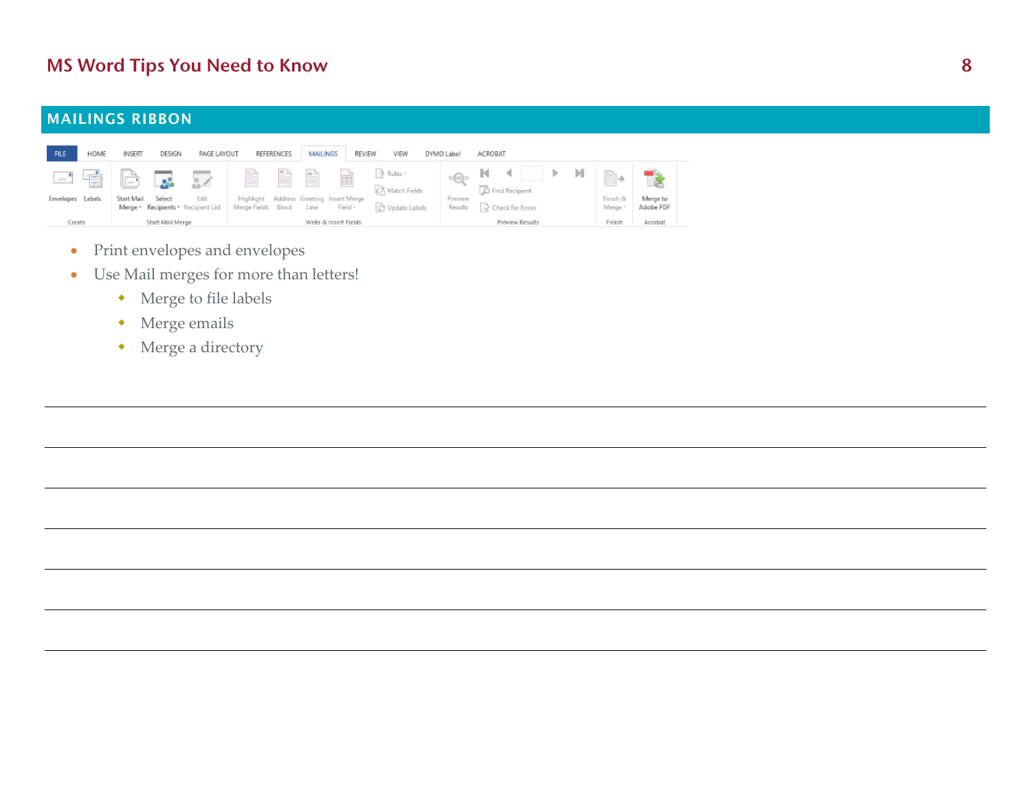## MAILINGS RIBBON

- Print envelopes and envelopes
- Use Mail merges for more than letters!
  - Merge to file labels
  - Merge emails
  - Merge a directory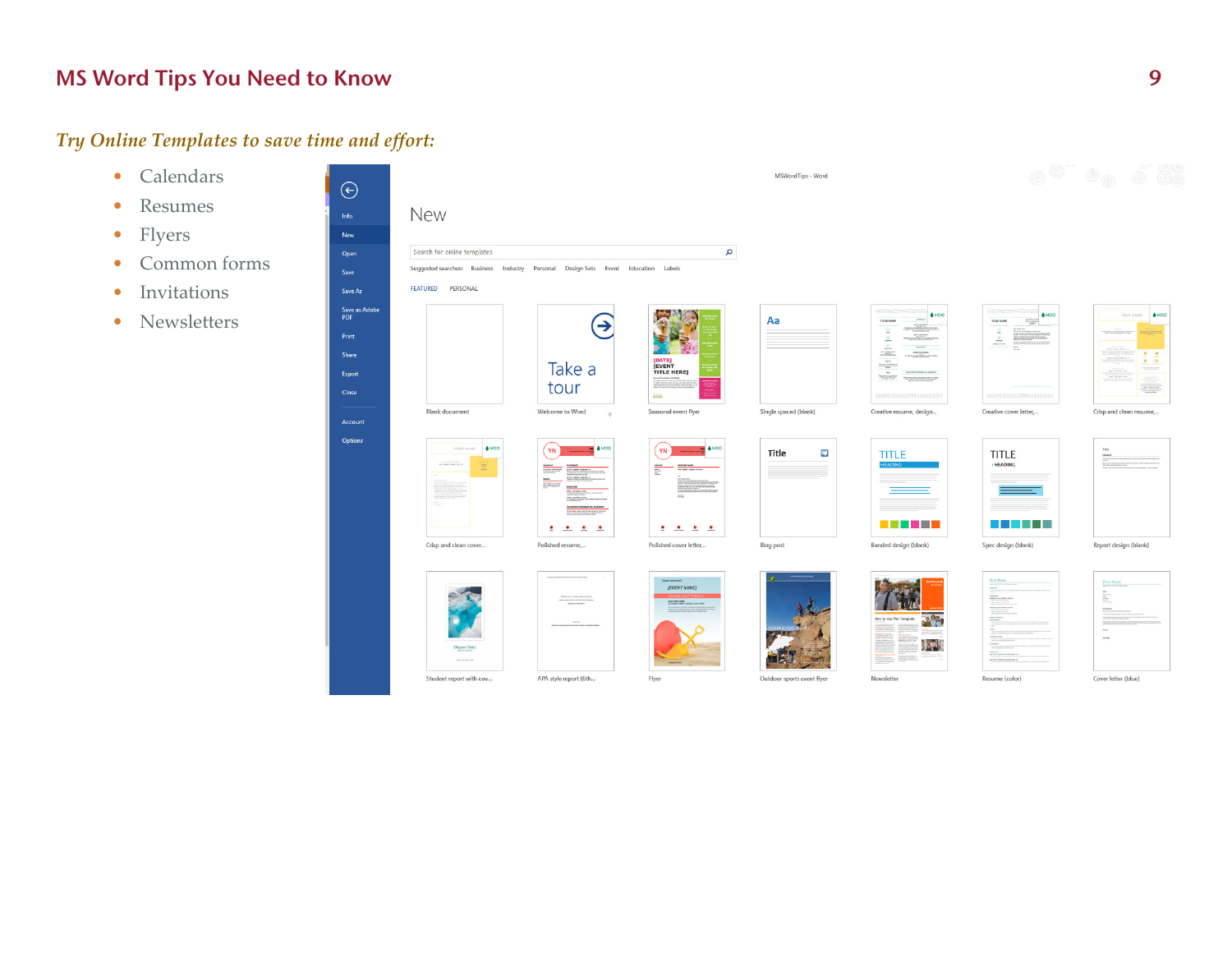## Try Online Templates to save time and effort:

- Calendars
- Resumes
- Flyers
- Common forms
- Invitations
- Newsletters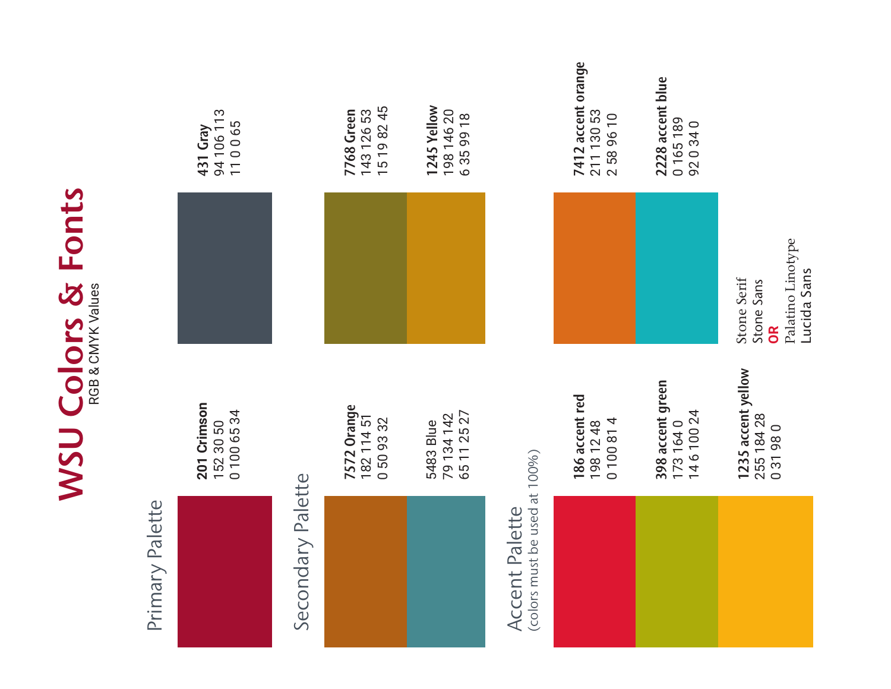# WSU Colors & Fonts

RGB & CMYK Values

## Primary Palette

**201 Crimson**
152 30 50
0 100 65 34

**431 Gray**
94 106 113
11 0 0 65

## Secondary Palette

**7572 Orange**
182 114 51
0 50 93 32

5483 Blue
79 134 142
65 11 25 27

**7768 Green**
143 126 53
15 19 82 45

**1245 Yellow**
198 146 20
6 35 99 18

## Accent Palette
(colors must be used at 100%)

**186 accent red**
198 12 48
0 100 81 4

**398 accent green**
173 164 0
14 6 100 24

**1235 accent yellow**
255 184 28
0 31 98 0

**7412 accent orange**
211 130 53
2 58 96 10

**2228 accent blue**
0 165 189
92 0 34 0

Stone Serif
Stone Sans
**OR**
Palatino Linotype
Lucida Sans